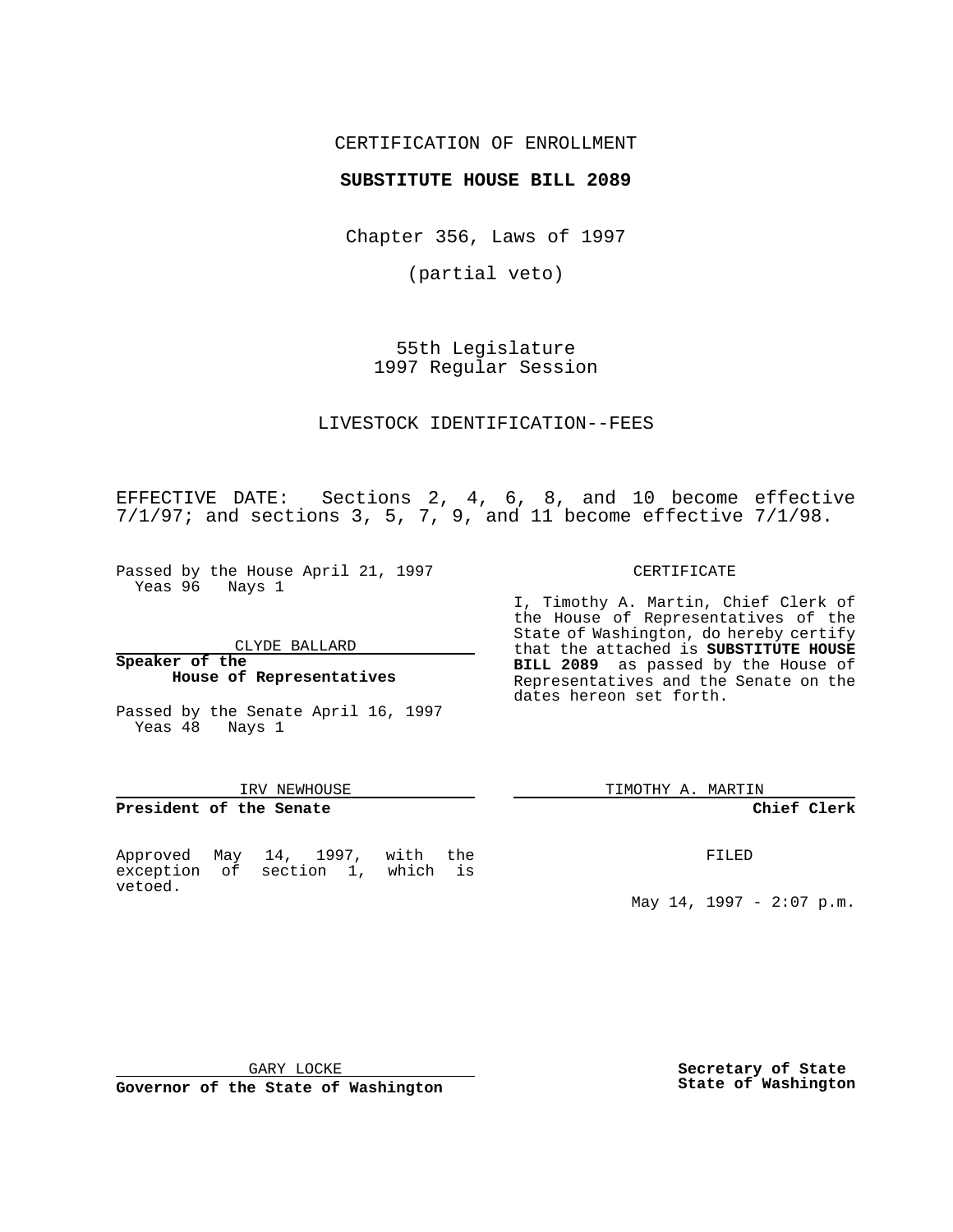CERTIFICATION OF ENROLLMENT

**SUBSTITUTE HOUSE BILL 2089**

Chapter 356, Laws of 1997

(partial veto)

55th Legislature
1997 Regular Session

LIVESTOCK IDENTIFICATION--FEES

EFFECTIVE DATE: Sections 2, 4, 6, 8, and 10 become effective 7/1/97; and sections 3, 5, 7, 9, and 11 become effective 7/1/98.

Passed by the House April 21, 1997
Yeas 96 Nays 1

CLYDE BALLARD
**Speaker of the House of Representatives**

Passed by the Senate April 16, 1997
Yeas 48 Nays 1

IRV NEWHOUSE
**President of the Senate**

Approved May 14, 1997, with the exception of section 1, which is vetoed.

GARY LOCKE
**Governor of the State of Washington**

CERTIFICATE

I, Timothy A. Martin, Chief Clerk of the House of Representatives of the State of Washington, do hereby certify that the attached is **SUBSTITUTE HOUSE BILL 2089** as passed by the House of Representatives and the Senate on the dates hereon set forth.

TIMOTHY A. MARTIN
**Chief Clerk**

FILED

May 14, 1997 - 2:07 p.m.

**Secretary of State
State of Washington**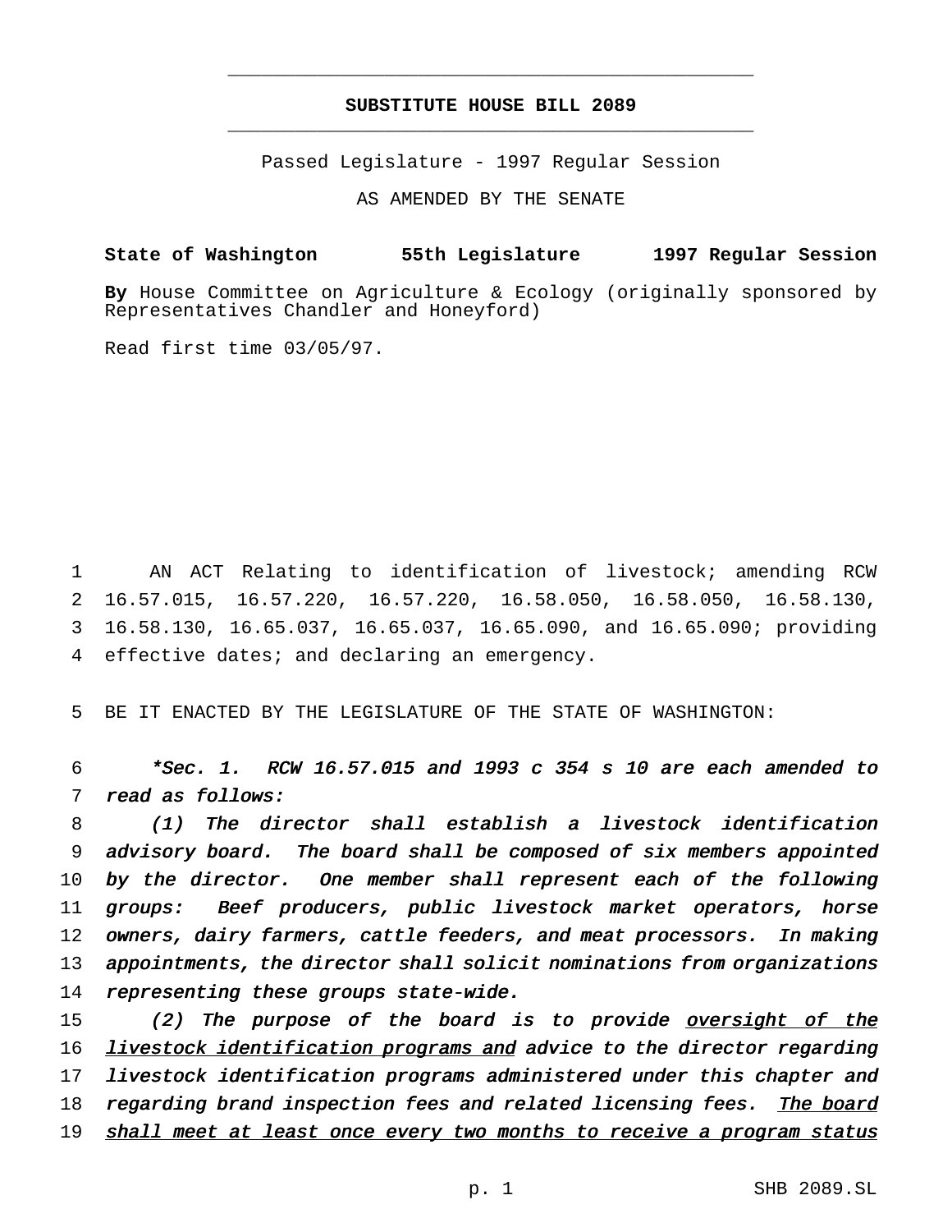# SUBSTITUTE HOUSE BILL 2089

Passed Legislature - 1997 Regular Session

AS AMENDED BY THE SENATE

**State of Washington 55th Legislature 1997 Regular Session**

**By** House Committee on Agriculture & Ecology (originally sponsored by Representatives Chandler and Honeyford)

Read first time 03/05/97.

AN ACT Relating to identification of livestock; amending RCW 16.57.015, 16.57.220, 16.57.220, 16.58.050, 16.58.050, 16.58.130, 16.58.130, 16.65.037, 16.65.037, 16.65.090, and 16.65.090; providing effective dates; and declaring an emergency.

BE IT ENACTED BY THE LEGISLATURE OF THE STATE OF WASHINGTON:

*\*Sec. 1. RCW 16.57.015 and 1993 c 354 s 10 are each amended to read as follows:*

*(1) The director shall establish a livestock identification advisory board. The board shall be composed of six members appointed by the director. One member shall represent each of the following groups: Beef producers, public livestock market operators, horse owners, dairy farmers, cattle feeders, and meat processors. In making appointments, the director shall solicit nominations from organizations representing these groups state-wide.*

*(2) The purpose of the board is to provide <u>oversight of the livestock identification programs and</u> advice to the director regarding livestock identification programs administered under this chapter and regarding brand inspection fees and related licensing fees. <u>The board shall meet at least once every two months to receive a program status</u>*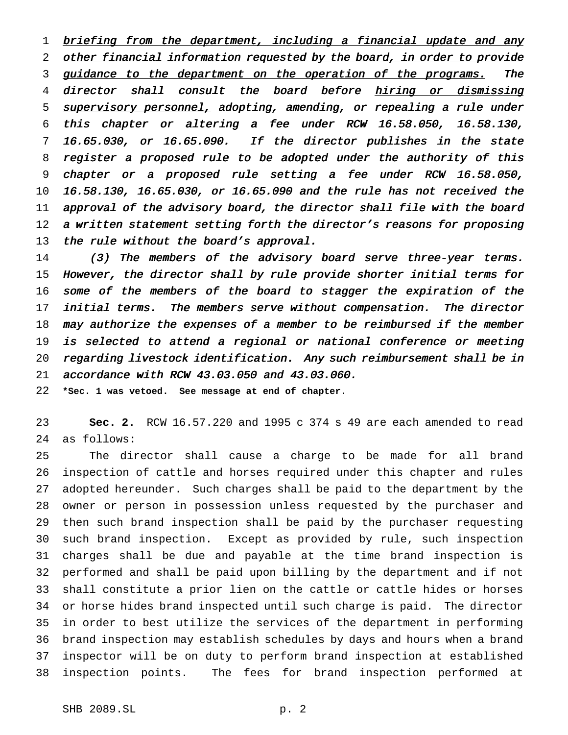*briefing from the department, including a financial update and any other financial information requested by the board, in order to provide guidance to the department on the operation of the programs.* *The director shall consult the board before hiring or dismissing supervisory personnel, adopting, amending, or repealing a rule under this chapter or altering a fee under RCW 16.58.050, 16.58.130, 16.65.030, or 16.65.090. If the director publishes in the state register a proposed rule to be adopted under the authority of this chapter or a proposed rule setting a fee under RCW 16.58.050, 16.58.130, 16.65.030, or 16.65.090 and the rule has not received the approval of the advisory board, the director shall file with the board a written statement setting forth the director's reasons for proposing the rule without the board's approval.*

*(3) The members of the advisory board serve three-year terms. However, the director shall by rule provide shorter initial terms for some of the members of the board to stagger the expiration of the initial terms. The members serve without compensation. The director may authorize the expenses of a member to be reimbursed if the member is selected to attend a regional or national conference or meeting regarding livestock identification. Any such reimbursement shall be in accordance with RCW 43.03.050 and 43.03.060.*

**\*Sec. 1 was vetoed. See message at end of chapter.**

**Sec. 2.** RCW 16.57.220 and 1995 c 374 s 49 are each amended to read as follows:

The director shall cause a charge to be made for all brand inspection of cattle and horses required under this chapter and rules adopted hereunder. Such charges shall be paid to the department by the owner or person in possession unless requested by the purchaser and then such brand inspection shall be paid by the purchaser requesting such brand inspection. Except as provided by rule, such inspection charges shall be due and payable at the time brand inspection is performed and shall be paid upon billing by the department and if not shall constitute a prior lien on the cattle or cattle hides or horses or horse hides brand inspected until such charge is paid. The director in order to best utilize the services of the department in performing brand inspection may establish schedules by days and hours when a brand inspector will be on duty to perform brand inspection at established inspection points. The fees for brand inspection performed at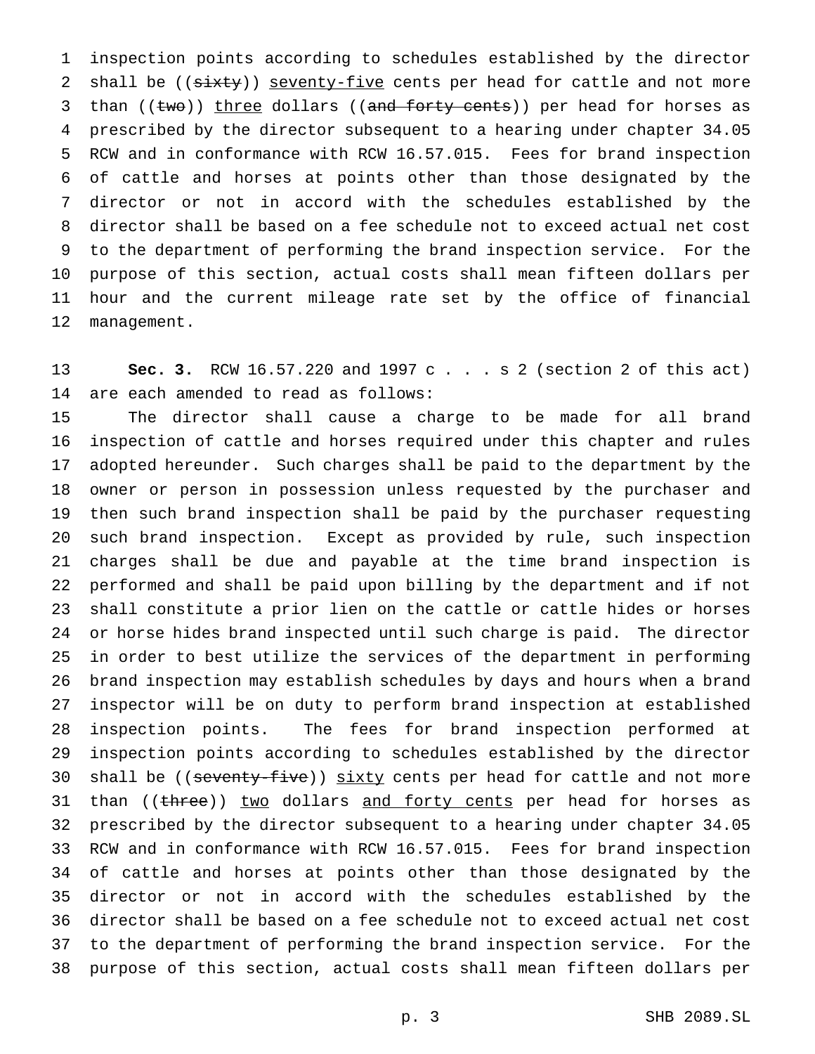inspection points according to schedules established by the director shall be ((~~sixty~~)) <u>seventy-five</u> cents per head for cattle and not more than ((~~two~~)) <u>three</u> dollars ((~~and forty cents~~)) per head for horses as prescribed by the director subsequent to a hearing under chapter 34.05 RCW and in conformance with RCW 16.57.015. Fees for brand inspection of cattle and horses at points other than those designated by the director or not in accord with the schedules established by the director shall be based on a fee schedule not to exceed actual net cost to the department of performing the brand inspection service. For the purpose of this section, actual costs shall mean fifteen dollars per hour and the current mileage rate set by the office of financial management.

**Sec. 3.** RCW 16.57.220 and 1997 c . . . s 2 (section 2 of this act) are each amended to read as follows:

The director shall cause a charge to be made for all brand inspection of cattle and horses required under this chapter and rules adopted hereunder. Such charges shall be paid to the department by the owner or person in possession unless requested by the purchaser and then such brand inspection shall be paid by the purchaser requesting such brand inspection. Except as provided by rule, such inspection charges shall be due and payable at the time brand inspection is performed and shall be paid upon billing by the department and if not shall constitute a prior lien on the cattle or cattle hides or horses or horse hides brand inspected until such charge is paid. The director in order to best utilize the services of the department in performing brand inspection may establish schedules by days and hours when a brand inspector will be on duty to perform brand inspection at established inspection points. The fees for brand inspection performed at inspection points according to schedules established by the director shall be ((~~seventy-five~~)) <u>sixty</u> cents per head for cattle and not more than ((~~three~~)) <u>two</u> dollars <u>and forty cents</u> per head for horses as prescribed by the director subsequent to a hearing under chapter 34.05 RCW and in conformance with RCW 16.57.015. Fees for brand inspection of cattle and horses at points other than those designated by the director or not in accord with the schedules established by the director shall be based on a fee schedule not to exceed actual net cost to the department of performing the brand inspection service. For the purpose of this section, actual costs shall mean fifteen dollars per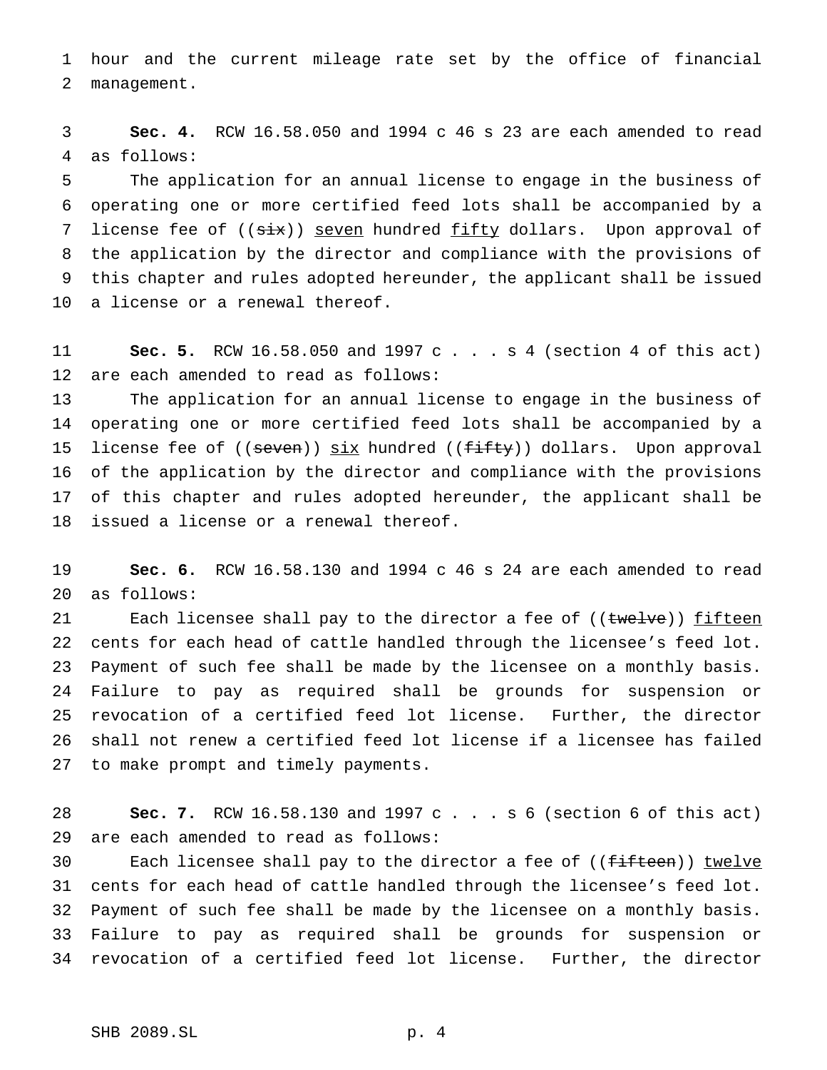hour and the current mileage rate set by the office of financial management.

**Sec. 4.** RCW 16.58.050 and 1994 c 46 s 23 are each amended to read as follows:

The application for an annual license to engage in the business of operating one or more certified feed lots shall be accompanied by a license fee of ((~~six~~)) <u>seven</u> hundred <u>fifty</u> dollars. Upon approval of the application by the director and compliance with the provisions of this chapter and rules adopted hereunder, the applicant shall be issued a license or a renewal thereof.

**Sec. 5.** RCW 16.58.050 and 1997 c . . . s 4 (section 4 of this act) are each amended to read as follows:

The application for an annual license to engage in the business of operating one or more certified feed lots shall be accompanied by a license fee of ((~~seven~~)) <u>six</u> hundred ((~~fifty~~)) dollars. Upon approval of the application by the director and compliance with the provisions of this chapter and rules adopted hereunder, the applicant shall be issued a license or a renewal thereof.

**Sec. 6.** RCW 16.58.130 and 1994 c 46 s 24 are each amended to read as follows:

Each licensee shall pay to the director a fee of ((~~twelve~~)) <u>fifteen</u> cents for each head of cattle handled through the licensee's feed lot. Payment of such fee shall be made by the licensee on a monthly basis. Failure to pay as required shall be grounds for suspension or revocation of a certified feed lot license. Further, the director shall not renew a certified feed lot license if a licensee has failed to make prompt and timely payments.

**Sec. 7.** RCW 16.58.130 and 1997 c . . . s 6 (section 6 of this act) are each amended to read as follows:

Each licensee shall pay to the director a fee of ((~~fifteen~~)) <u>twelve</u> cents for each head of cattle handled through the licensee's feed lot. Payment of such fee shall be made by the licensee on a monthly basis. Failure to pay as required shall be grounds for suspension or revocation of a certified feed lot license. Further, the director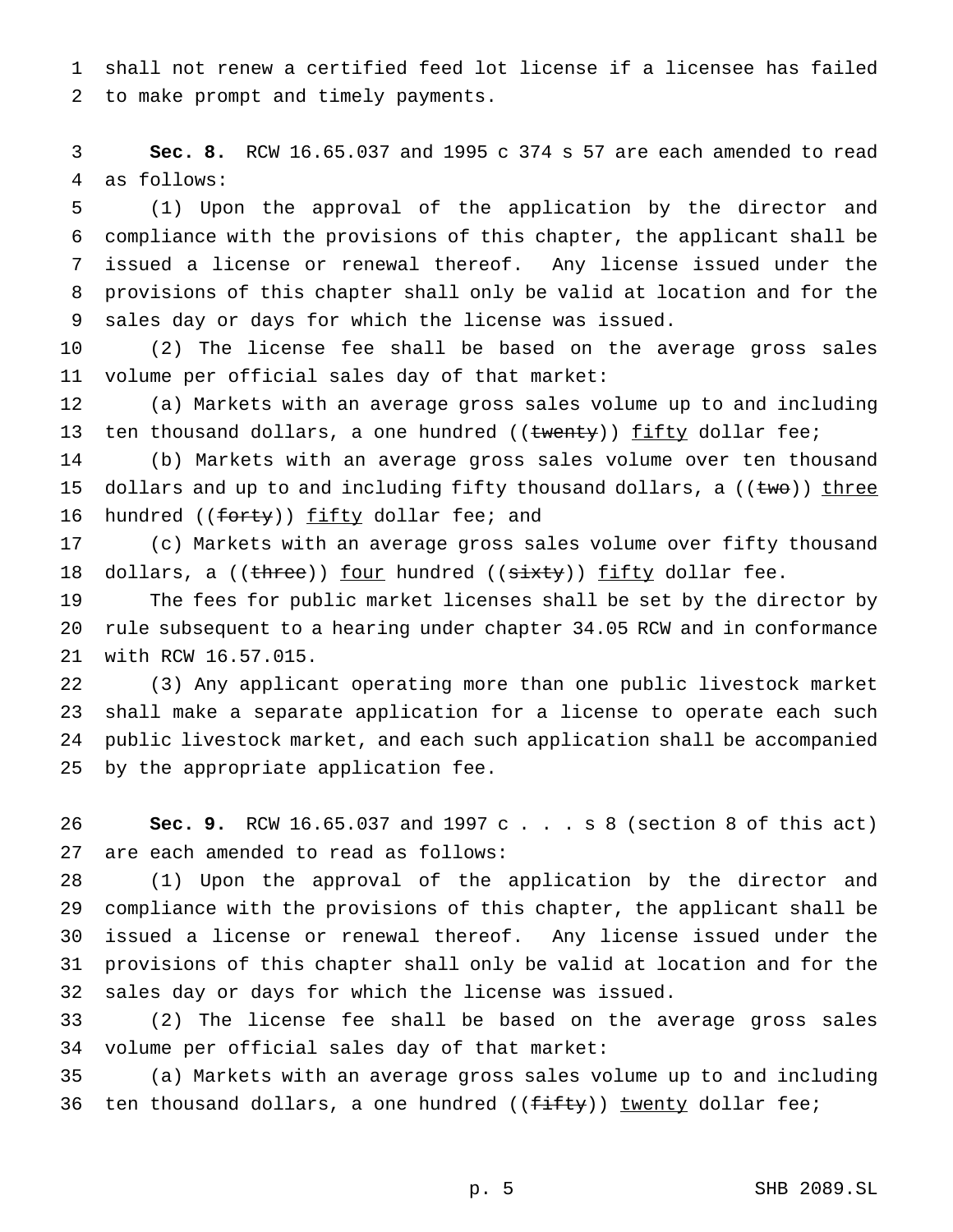shall not renew a certified feed lot license if a licensee has failed to make prompt and timely payments.

**Sec. 8.** RCW 16.65.037 and 1995 c 374 s 57 are each amended to read as follows:

(1) Upon the approval of the application by the director and compliance with the provisions of this chapter, the applicant shall be issued a license or renewal thereof. Any license issued under the provisions of this chapter shall only be valid at location and for the sales day or days for which the license was issued.

(2) The license fee shall be based on the average gross sales volume per official sales day of that market:

(a) Markets with an average gross sales volume up to and including ten thousand dollars, a one hundred ((~~twenty~~)) <u>fifty</u> dollar fee;

(b) Markets with an average gross sales volume over ten thousand dollars and up to and including fifty thousand dollars, a ((~~two~~)) <u>three</u> hundred ((~~forty~~)) <u>fifty</u> dollar fee; and

(c) Markets with an average gross sales volume over fifty thousand dollars, a ((~~three~~)) <u>four</u> hundred ((~~sixty~~)) <u>fifty</u> dollar fee.

The fees for public market licenses shall be set by the director by rule subsequent to a hearing under chapter 34.05 RCW and in conformance with RCW 16.57.015.

(3) Any applicant operating more than one public livestock market shall make a separate application for a license to operate each such public livestock market, and each such application shall be accompanied by the appropriate application fee.

**Sec. 9.** RCW 16.65.037 and 1997 c . . . s 8 (section 8 of this act) are each amended to read as follows:

(1) Upon the approval of the application by the director and compliance with the provisions of this chapter, the applicant shall be issued a license or renewal thereof. Any license issued under the provisions of this chapter shall only be valid at location and for the sales day or days for which the license was issued.

(2) The license fee shall be based on the average gross sales volume per official sales day of that market:

(a) Markets with an average gross sales volume up to and including ten thousand dollars, a one hundred ((~~fifty~~)) <u>twenty</u> dollar fee;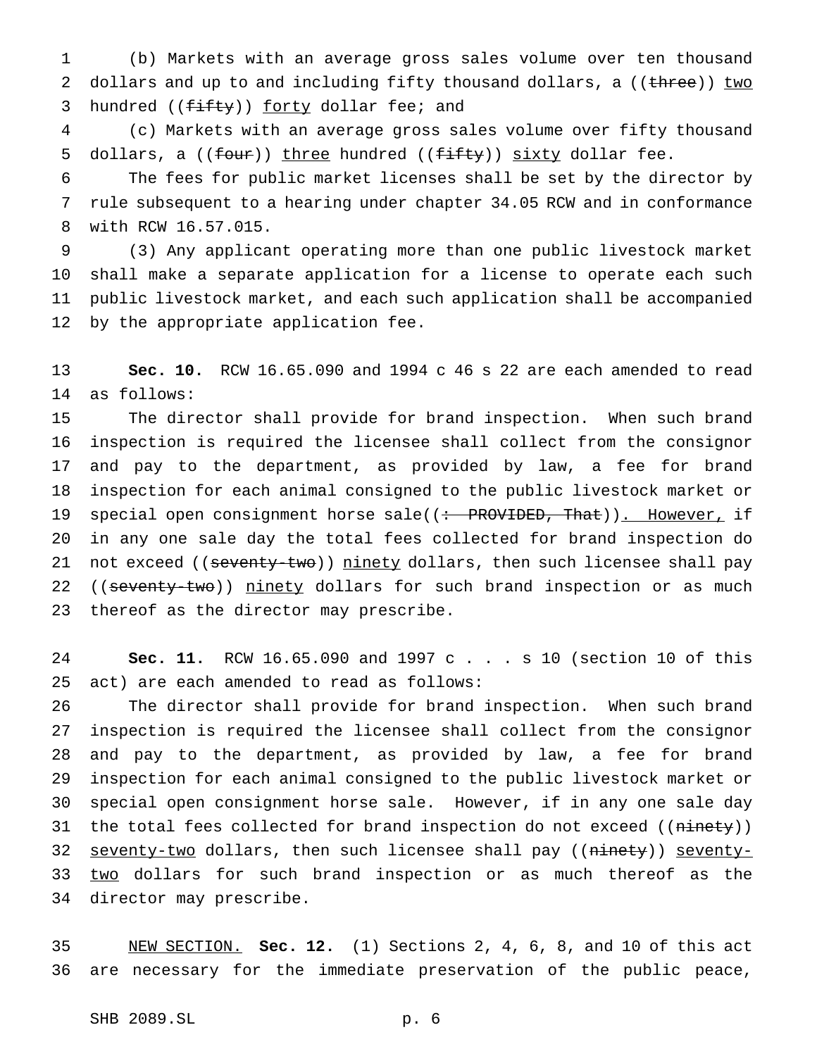(b) Markets with an average gross sales volume over ten thousand dollars and up to and including fifty thousand dollars, a ((~~three~~)) <u>two</u> hundred ((~~fifty~~)) <u>forty</u> dollar fee; and

(c) Markets with an average gross sales volume over fifty thousand dollars, a ((~~four~~)) <u>three</u> hundred ((~~fifty~~)) <u>sixty</u> dollar fee.

The fees for public market licenses shall be set by the director by rule subsequent to a hearing under chapter 34.05 RCW and in conformance with RCW 16.57.015.

(3) Any applicant operating more than one public livestock market shall make a separate application for a license to operate each such public livestock market, and each such application shall be accompanied by the appropriate application fee.

**Sec. 10.** RCW 16.65.090 and 1994 c 46 s 22 are each amended to read as follows:

The director shall provide for brand inspection. When such brand inspection is required the licensee shall collect from the consignor and pay to the department, as provided by law, a fee for brand inspection for each animal consigned to the public livestock market or special open consignment horse sale((~~: PROVIDED, That~~))<u>. However,</u> if in any one sale day the total fees collected for brand inspection do not exceed ((~~seventy-two~~)) <u>ninety</u> dollars, then such licensee shall pay ((~~seventy-two~~)) <u>ninety</u> dollars for such brand inspection or as much thereof as the director may prescribe.

**Sec. 11.** RCW 16.65.090 and 1997 c . . . s 10 (section 10 of this act) are each amended to read as follows:

The director shall provide for brand inspection. When such brand inspection is required the licensee shall collect from the consignor and pay to the department, as provided by law, a fee for brand inspection for each animal consigned to the public livestock market or special open consignment horse sale. However, if in any one sale day the total fees collected for brand inspection do not exceed ((~~ninety~~)) <u>seventy-two</u> dollars, then such licensee shall pay ((~~ninety~~)) <u>seventy-two</u> dollars for such brand inspection or as much thereof as the director may prescribe.

<u>NEW SECTION.</u> **Sec. 12.** (1) Sections 2, 4, 6, 8, and 10 of this act are necessary for the immediate preservation of the public peace,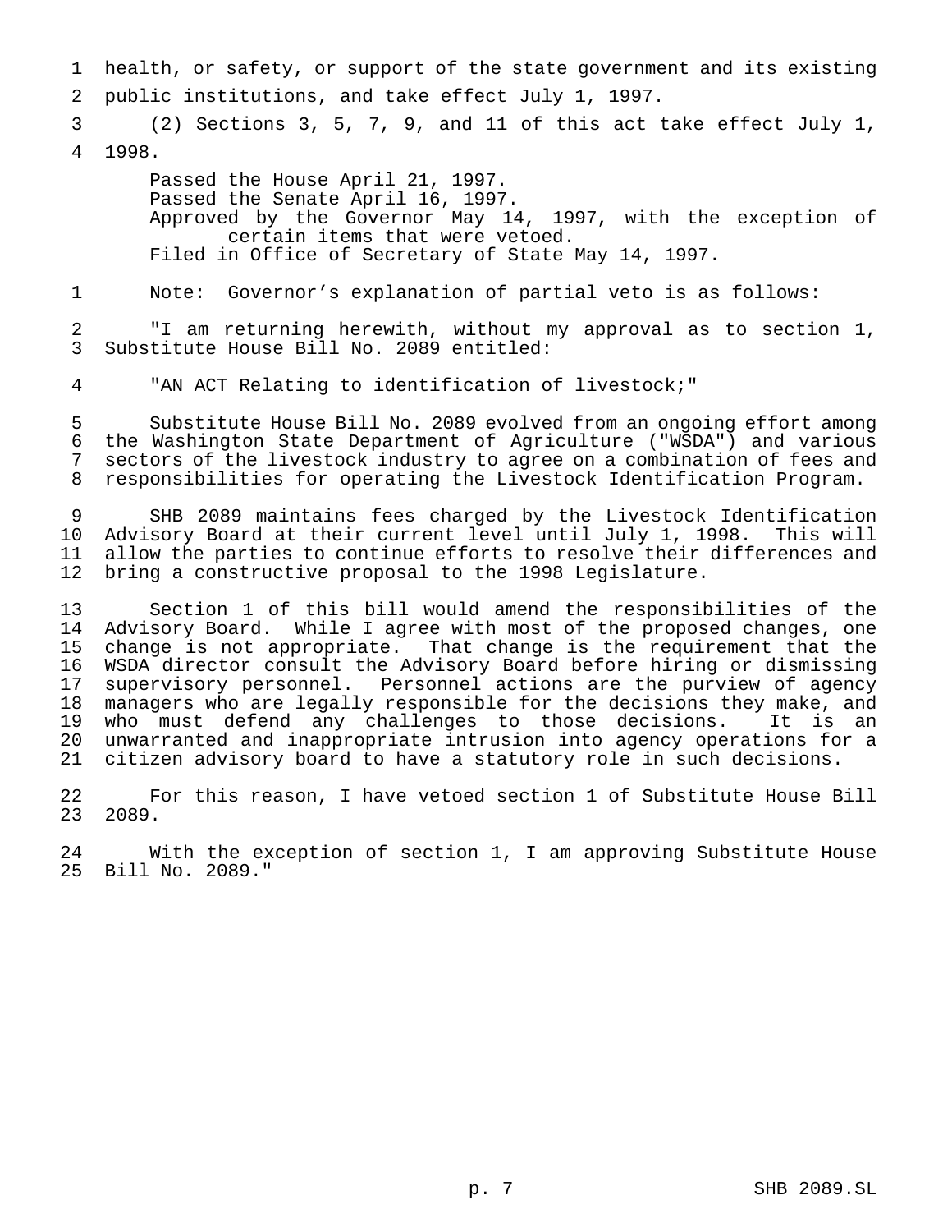health, or safety, or support of the state government and its existing public institutions, and take effect July 1, 1997.

(2) Sections 3, 5, 7, 9, and 11 of this act take effect July 1, 1998.

Passed the House April 21, 1997.
Passed the Senate April 16, 1997.
Approved by the Governor May 14, 1997, with the exception of certain items that were vetoed.
Filed in Office of Secretary of State May 14, 1997.

Note: Governor's explanation of partial veto is as follows:

"I am returning herewith, without my approval as to section 1, Substitute House Bill No. 2089 entitled:

"AN ACT Relating to identification of livestock;"

Substitute House Bill No. 2089 evolved from an ongoing effort among the Washington State Department of Agriculture ("WSDA") and various sectors of the livestock industry to agree on a combination of fees and responsibilities for operating the Livestock Identification Program.

SHB 2089 maintains fees charged by the Livestock Identification Advisory Board at their current level until July 1, 1998. This will allow the parties to continue efforts to resolve their differences and bring a constructive proposal to the 1998 Legislature.

Section 1 of this bill would amend the responsibilities of the Advisory Board. While I agree with most of the proposed changes, one change is not appropriate. That change is the requirement that the WSDA director consult the Advisory Board before hiring or dismissing supervisory personnel. Personnel actions are the purview of agency managers who are legally responsible for the decisions they make, and who must defend any challenges to those decisions. It is an unwarranted and inappropriate intrusion into agency operations for a citizen advisory board to have a statutory role in such decisions.

For this reason, I have vetoed section 1 of Substitute House Bill 2089.

With the exception of section 1, I am approving Substitute House Bill No. 2089."